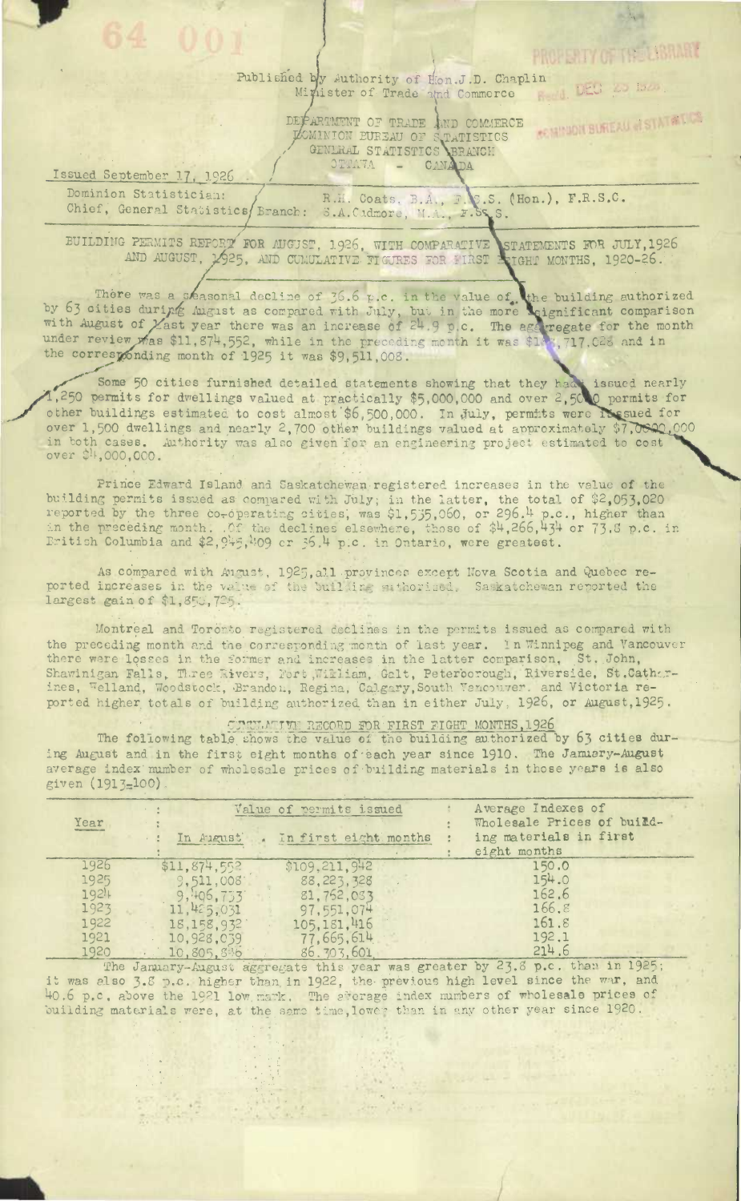Published by Authority of Hon. J. D. Chaplin
Minister of Trade and Commerce

DEPARTMENT OF TRADE AND COMMERCE
DOMINION BUREAU OF STATISTICS
GENERAL STATISTICS BRANCH
OTTAWA - CANADA

Issued September 17, 1926

Dominion Statistician: R. H. Coats, B.A., F.S.S. (Hon.), F.R.S.C.
Chief, General Statistics Branch: S.A. Cudmore, M.A., F.S.S.

## BUILDING PERMITS REPORT FOR AUGUST, 1926, WITH COMPARATIVE STATEMENTS FOR JULY, 1926 AND AUGUST, 1925, AND CUMULATIVE FIGURES FOR FIRST EIGHT MONTHS, 1920-26.

There was a seasonal decline of 36.6 p.c. in the value of the building authorized by 63 cities during August as compared with July, but in the more significant comparison with August of last year there was an increase of 24.9 p.c. The aggregate for the month under review was $11,874,552, while in the preceding month it was $18,717,028 and in the corresponding month of 1925 it was $9,511,008.

Some 50 cities furnished detailed statements showing that they had issued nearly 1,250 permits for dwellings valued at practically $5,000,000 and over 2,500 permits for other buildings estimated to cost almost $6,500,000. In July, permits were issued for over 1,500 dwellings and nearly 2,700 other buildings valued at approximately $7,000,000 in both cases. Authority was also given for an engineering project estimated to cost over $4,000,000.

Prince Edward Island and Saskatchewan registered increases in the value of the building permits issued as compared with July; in the latter, the total of $2,053,020 reported by the three co-operating cities, was $1,535,060, or 296.4 p.c., higher than in the preceding month. Of the declines elsewhere, those of $4,266,434 or 73.8 p.c. in British Columbia and $2,945,409 or 36.4 p.c. in Ontario, were greatest.

As compared with August, 1925, all provinces except Nova Scotia and Quebec reported increases in the value of the building authorized. Saskatchewan reported the largest gain of $1,850,725.

Montreal and Toronto registered declines in the permits issued as compared with the preceding month and the corresponding month of last year. In Winnipeg and Vancouver there were losses in the former and increases in the latter comparison. St. John, Shawinigan Falls, Three Rivers, Fort William, Galt, Peterborough, Riverside, St. Catharines, Welland, Woodstock, Brandon, Regina, Calgary, South Vancouver, and Victoria reported higher totals of building authorized than in either July, 1926, or August, 1925.

### CUMULATIVE RECORD FOR FIRST EIGHT MONTHS, 1926

The following table shows the value of the building authorized by 63 cities during August and in the first eight months of each year since 1910. The January-August average index number of wholesale prices of building materials in those years is also given (1913=100).

| Year | Value of permits issued | | Average Indexes of Wholesale Prices of building materials in first eight months |
|---|---|---|---|
| | In August | In first eight months | |
| 1926 | $11,874,552 | $109,211,942 | 150.0 |
| 1925 | 9,511,008 | 88,223,328 | 154.0 |
| 1924 | 9,406,733 | 81,762,063 | 162.6 |
| 1923 | 11,425,031 | 97,551,074 | 166.8 |
| 1922 | 18,158,932 | 105,181,416 | 161.8 |
| 1921 | 10,928,039 | 77,665,614 | 192.1 |
| 1920 | 10,805,846 | 86,303,601 | 214.6 |

The January-August aggregate this year was greater by 23.8 p.c. than in 1925; it was also 3.8 p.c. higher than in 1922, the previous high level since the war, and 40.6 p.c. above the 1921 low mark. The average index numbers of wholesale prices of building materials were, at the same time, lower than in any other year since 1920.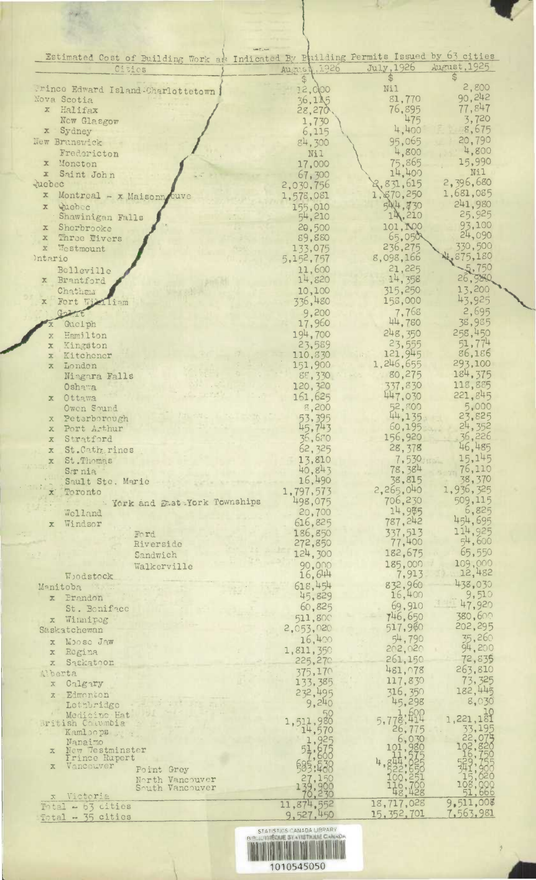Estimated Cost of Building Work as Indicated By Building Permits Issued by 63 cities

| Cities | August, 1926 | July, 1926 | August, 1925 |
|---|---|---|---|
| | $ | $ | $ |
| Prince Edward Island-Charlottetown | 12,000 | Nil | 2,800 |
| Nova Scotia | 36,115 | 81,770 | 90,242 |
| x Halifax | 28,270 | 76,895 | 77,847 |
| New Glasgow | 1,730 | 475 | 3,720 |
| x Sydney | 6,115 | 4,400 | 8,675 |
| New Brunswick | 84,300 | 95,065 | 20,790 |
| Fredericton | Nil | 4,800 | 4,800 |
| x Moncton | 17,000 | 75,865 | 15,990 |
| x Saint John | 67,300 | 14,400 | Nil |
| Quebec | 2,030,756 | 2,831,615 | 2,396,680 |
| x Montreal - x Maisonneuve | 1,578,081 | 1,870,250 | 1,681,085 |
| x Quebec | 155,010 | 544,730 | 241,980 |
| Shawinigan Falls | 54,210 | 14,210 | 25,925 |
| x Sherbrooke | 28,500 | 101,100 | 93,100 |
| x Three Rivers | 89,880 | 65,050 | 24,090 |
| x Westmount | 133,075 | 236,275 | 330,500 |
| Ontario | 5,152,757 | 8,098,166 | 4,875,180 |
| Belleville | 11,600 | 21,225 | 5,750 |
| x Brantford | 14,820 | 14,358 | 26,980 |
| Chatham | 10,100 | 315,250 | 13,200 |
| x Fort William | 336,480 | 158,000 | 43,925 |
| Galt | 9,200 | 7,768 | 2,695 |
| x Guelph | 17,960 | 44,780 | 38,985 |
| x Hamilton | 194,700 | 248,350 | 258,450 |
| x Kingston | 23,589 | 23,555 | 51,774 |
| x Kitchener | 110,830 | 121,945 | 86,186 |
| x London | 151,900 | 1,246,655 | 293,100 |
| Niagara Falls | 88,330 | 80,275 | 184,375 |
| Oshawa | 120,320 | 337,830 | 118,885 |
| x Ottawa | 161,625 | 447,030 | 221,845 |
| Owen Sound | 8,200 | 52,800 | 5,000 |
| x Peterborough | 53,395 | 44,135 | 23,825 |
| x Port Arthur | 45,743 | 60,195 | 24,352 |
| x Stratford | 36,680 | 156,920 | 36,226 |
| x St.Catharines | 62,325 | 28,378 | 46,485 |
| x St.Thomas | 13,810 | 7,530 | 15,145 |
| Sarnia | 40,843 | 78,384 | 76,110 |
| Sault Ste. Marie | 16,490 | 38,815 | 38,370 |
| x Toronto | 1,797,573 | 2,265,040 | 1,936,325 |
| York and East York Townships | 498,075 | 706,230 | 509,115 |
| Welland | 20,700 | 14,985 | 6,825 |
| x Windsor | 616,825 | 787,242 | 454,695 |
| Ford | 186,850 | 337,513 | 114,925 |
| Riverside | 272,850 | 77,400 | 54,600 |
| Sandwich | 124,300 | 182,675 | 65,550 |
| Walkerville | 90,000 | 185,000 | 109,000 |
| Woodstock | 16,644 | 7,913 | 12,482 |
| Manitoba | 618,454 | 832,960 | 438,030 |
| x Brandon | 45,829 | 16,400 | 9,510 |
| St. Boniface | 60,825 | 69,910 | 47,920 |
| x Winnipeg | 511,800 | 746,650 | 380,600 |
| Saskatchewan | 2,053,020 | 517,960 | 202,295 |
| x Moose Jaw | 16,400 | 54,790 | 35,260 |
| x Regina | 1,811,350 | 202,020 | 94,200 |
| x Saskatoon | 225,270 | 261,150 | 72,835 |
| Alberta | 375,170 | 481,078 | 263,810 |
| x Calgary | 133,385 | 117,830 | 73,325 |
| x Edmonton | 232,495 | 316,350 | 182,445 |
| Lethbridge | 9,240 | 45,298 | 8,030 |
| Medicine Hat | 50 | 1,600 | 10 |
| British Columbia | 1,511,980 | 5,778,414 | 1,221,181 |
| Kamloops | 14,570 | 26,775 | 33,195 |
| Nanaimo | 1,925 | 6,030 | 22,075 |
| x New Westminster | 51,675 | 101,980 | 102,820 |
| Prince Rupert | 7,600 | 11,575 | 16,750 |
| x Vancouver | 695,530 | 4,844,225 | 529,755 |
| Point Grey | 503,400 | 522,650 | 341,900 |
| North Vancouver | 27,150 | 100,251 | 15,620 |
| South Vancouver | 139,900 | 116,700 | 108,000 |
| x Victoria | 70,230 | 48,428 | 51,666 |
| Total - 63 cities | 11,874,552 | 18,717,028 | 9,511,008 |
| Total - 35 cities | 9,527,450 | 15,352,701 | 7,563,981 |